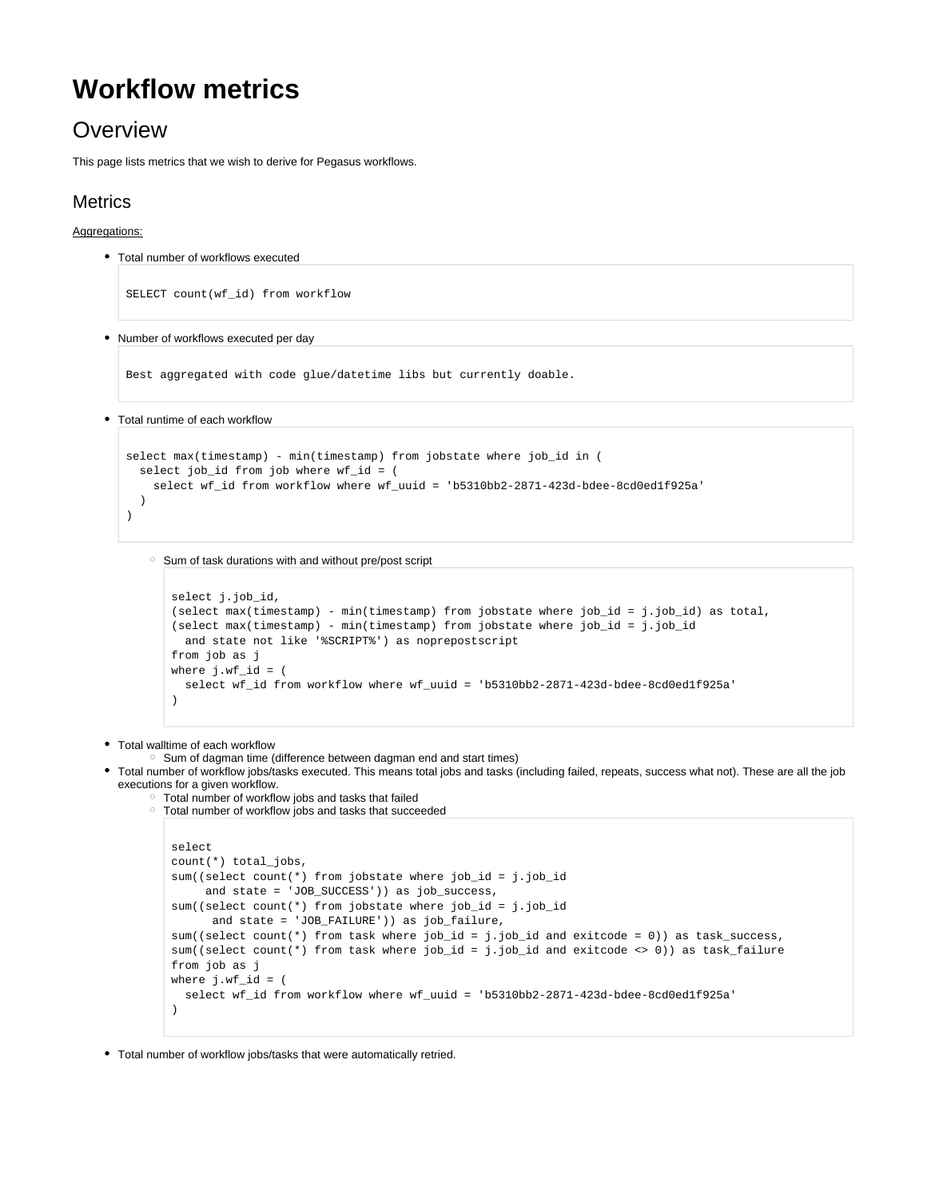# Workflow metrics

## Overview

This page lists metrics that we wish to derive for Pegasus workflows.

### Metrics

Aggregations:

- Total number of workflows executed

  ```
  SELECT count(wf_id) from workflow
  ```

- Number of workflows executed per day

  ```
  Best aggregated with code glue/datetime libs but currently doable.
  ```

- Total runtime of each workflow

  ```
  select max(timestamp) - min(timestamp) from jobstate where job_id in (
    select job_id from job where wf_id = (
      select wf_id from workflow where wf_uuid = 'b5310bb2-2871-423d-bdee-8cd0ed1f925a'
    )
  )
  ```

  - Sum of task durations with and without pre/post script

    ```
    select j.job_id,
    (select max(timestamp) - min(timestamp) from jobstate where job_id = j.job_id) as total,
    (select max(timestamp) - min(timestamp) from jobstate where job_id = j.job_id
      and state not like '%SCRIPT%') as noprepostscript
    from job as j
    where j.wf_id = (
      select wf_id from workflow where wf_uuid = 'b5310bb2-2871-423d-bdee-8cd0ed1f925a'
    )
    ```

- Total walltime of each workflow
  - Sum of dagman time (difference between dagman end and start times)
- Total number of workflow jobs/tasks executed. This means total jobs and tasks (including failed, repeats, success what not). These are all the job executions for a given workflow.
  - Total number of workflow jobs and tasks that failed
  - Total number of workflow jobs and tasks that succeeded

    ```
    select
    count(*) total_jobs,
    sum((select count(*) from jobstate where job_id = j.job_id
         and state = 'JOB_SUCCESS')) as job_success,
    sum((select count(*) from jobstate where job_id = j.job_id
          and state = 'JOB_FAILURE')) as job_failure,
    sum((select count(*) from task where job_id = j.job_id and exitcode = 0)) as task_success,
    sum((select count(*) from task where job_id = j.job_id and exitcode <> 0)) as task_failure
    from job as j
    where j.wf_id = (
      select wf_id from workflow where wf_uuid = 'b5310bb2-2871-423d-bdee-8cd0ed1f925a'
    )
    ```

- Total number of workflow jobs/tasks that were automatically retried.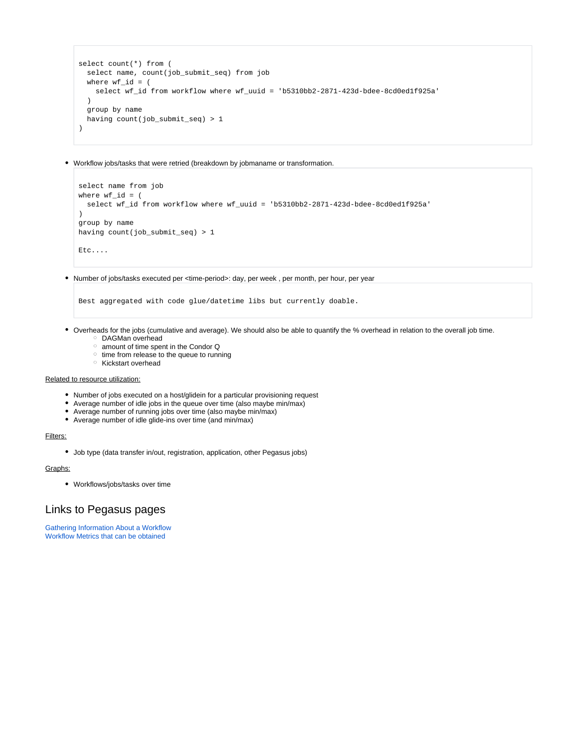```
select count(*) from (
  select name, count(job_submit_seq) from job
  where wf_id = (
    select wf_id from workflow where wf_uuid = 'b5310bb2-2871-423d-bdee-8cd0ed1f925a'
  )
  group by name
  having count(job_submit_seq) > 1
)
```

- Workflow jobs/tasks that were retried (breakdown by jobmaname or transformation.

```
select name from job
where wf_id = (
  select wf_id from workflow where wf_uuid = 'b5310bb2-2871-423d-bdee-8cd0ed1f925a'
)
group by name
having count(job_submit_seq) > 1

Etc....
```

- Number of jobs/tasks executed per <time-period>: day, per week , per month, per hour, per year

```
Best aggregated with code glue/datetime libs but currently doable.
```

- Overheads for the jobs (cumulative and average). We should also be able to quantify the % overhead in relation to the overall job time.
  - DAGMan overhead
  - amount of time spent in the Condor Q
  - time from release to the queue to running
  - Kickstart overhead

Related to resource utilization:

- Number of jobs executed on a host/glidein for a particular provisioning request
- Average number of idle jobs in the queue over time (also maybe min/max)
- Average number of running jobs over time (also maybe min/max)
- Average number of idle glide-ins over time (and min/max)

Filters:

- Job type (data transfer in/out, registration, application, other Pegasus jobs)

Graphs:

- Workflows/jobs/tasks over time

## Links to Pegasus pages

Gathering Information About a Workflow
Workflow Metrics that can be obtained